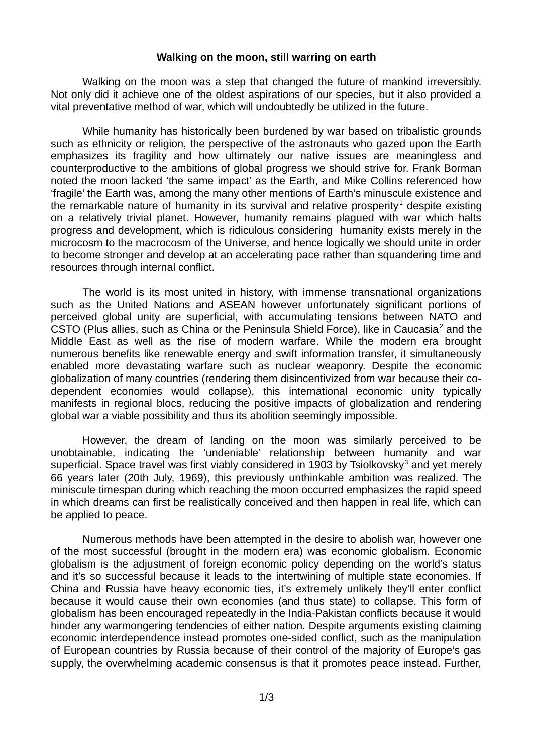**Walking on the moon, still warring on earth**

Walking on the moon was a step that changed the future of mankind irreversibly. Not only did it achieve one of the oldest aspirations of our species, but it also provided a vital preventative method of war, which will undoubtedly be utilized in the future.

While humanity has historically been burdened by war based on tribalistic grounds such as ethnicity or religion, the perspective of the astronauts who gazed upon the Earth emphasizes its fragility and how ultimately our native issues are meaningless and counterproductive to the ambitions of global progress we should strive for. Frank Borman noted the moon lacked 'the same impact' as the Earth, and Mike Collins referenced how 'fragile' the Earth was, among the many other mentions of Earth's minuscule existence and the remarkable nature of humanity in its survival and relative prosperity[1] despite existing on a relatively trivial planet. However, humanity remains plagued with war which halts progress and development, which is ridiculous considering humanity exists merely in the microcosm to the macrocosm of the Universe, and hence logically we should unite in order to become stronger and develop at an accelerating pace rather than squandering time and resources through internal conflict.

The world is its most united in history, with immense transnational organizations such as the United Nations and ASEAN however unfortunately significant portions of perceived global unity are superficial, with accumulating tensions between NATO and CSTO (Plus allies, such as China or the Peninsula Shield Force), like in Caucasia[2] and the Middle East as well as the rise of modern warfare. While the modern era brought numerous benefits like renewable energy and swift information transfer, it simultaneously enabled more devastating warfare such as nuclear weaponry. Despite the economic globalization of many countries (rendering them disincentivized from war because their co-dependent economies would collapse), this international economic unity typically manifests in regional blocs, reducing the positive impacts of globalization and rendering global war a viable possibility and thus its abolition seemingly impossible.

However, the dream of landing on the moon was similarly perceived to be unobtainable, indicating the 'undeniable' relationship between humanity and war superficial. Space travel was first viably considered in 1903 by Tsiolkovsky[3] and yet merely 66 years later (20th July, 1969), this previously unthinkable ambition was realized. The miniscule timespan during which reaching the moon occurred emphasizes the rapid speed in which dreams can first be realistically conceived and then happen in real life, which can be applied to peace.

Numerous methods have been attempted in the desire to abolish war, however one of the most successful (brought in the modern era) was economic globalism. Economic globalism is the adjustment of foreign economic policy depending on the world's status and it's so successful because it leads to the intertwining of multiple state economies. If China and Russia have heavy economic ties, it's extremely unlikely they'll enter conflict because it would cause their own economies (and thus state) to collapse. This form of globalism has been encouraged repeatedly in the India-Pakistan conflicts because it would hinder any warmongering tendencies of either nation. Despite arguments existing claiming economic interdependence instead promotes one-sided conflict, such as the manipulation of European countries by Russia because of their control of the majority of Europe's gas supply, the overwhelming academic consensus is that it promotes peace instead. Further,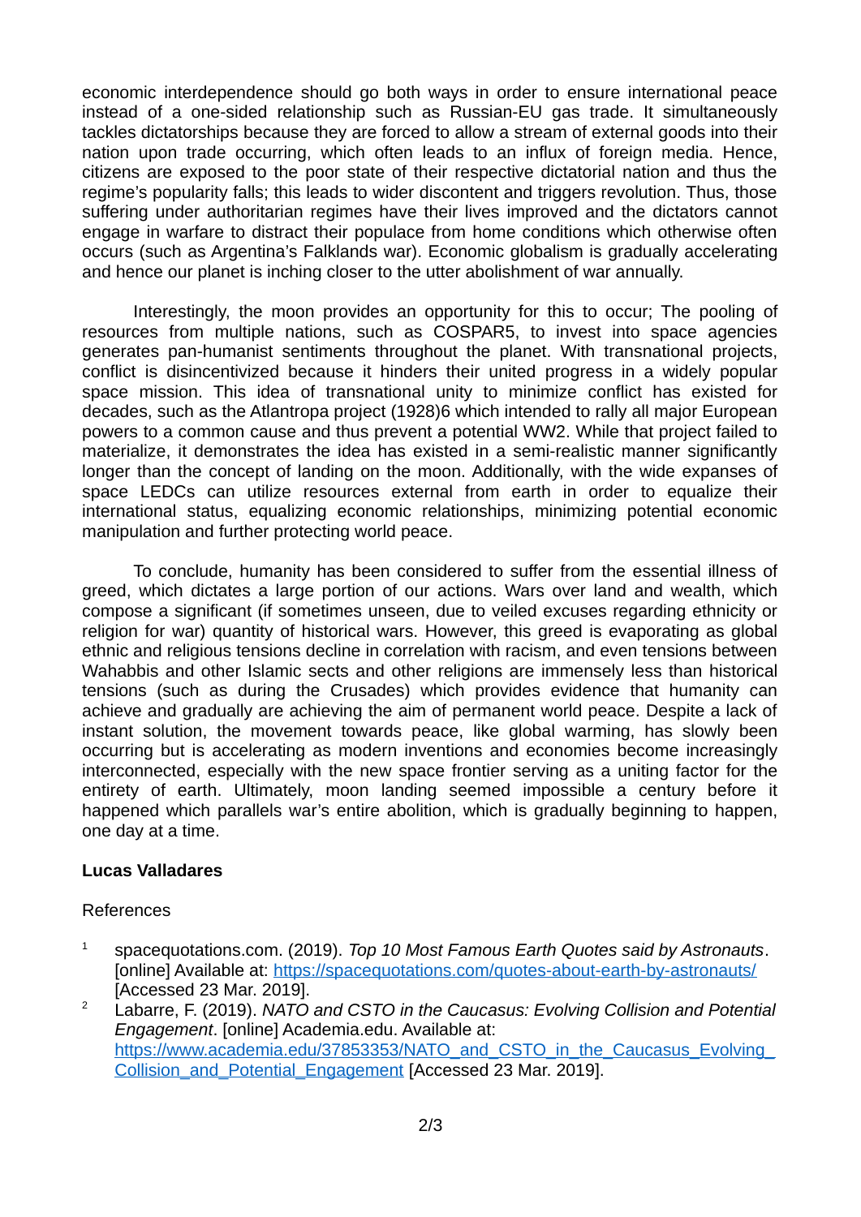economic interdependence should go both ways in order to ensure international peace instead of a one-sided relationship such as Russian-EU gas trade. It simultaneously tackles dictatorships because they are forced to allow a stream of external goods into their nation upon trade occurring, which often leads to an influx of foreign media. Hence, citizens are exposed to the poor state of their respective dictatorial nation and thus the regime's popularity falls; this leads to wider discontent and triggers revolution. Thus, those suffering under authoritarian regimes have their lives improved and the dictators cannot engage in warfare to distract their populace from home conditions which otherwise often occurs (such as Argentina's Falklands war). Economic globalism is gradually accelerating and hence our planet is inching closer to the utter abolishment of war annually.

Interestingly, the moon provides an opportunity for this to occur; The pooling of resources from multiple nations, such as COSPAR5, to invest into space agencies generates pan-humanist sentiments throughout the planet. With transnational projects, conflict is disincentivized because it hinders their united progress in a widely popular space mission. This idea of transnational unity to minimize conflict has existed for decades, such as the Atlantropa project (1928)6 which intended to rally all major European powers to a common cause and thus prevent a potential WW2. While that project failed to materialize, it demonstrates the idea has existed in a semi-realistic manner significantly longer than the concept of landing on the moon. Additionally, with the wide expanses of space LEDCs can utilize resources external from earth in order to equalize their international status, equalizing economic relationships, minimizing potential economic manipulation and further protecting world peace.

To conclude, humanity has been considered to suffer from the essential illness of greed, which dictates a large portion of our actions. Wars over land and wealth, which compose a significant (if sometimes unseen, due to veiled excuses regarding ethnicity or religion for war) quantity of historical wars. However, this greed is evaporating as global ethnic and religious tensions decline in correlation with racism, and even tensions between Wahabbis and other Islamic sects and other religions are immensely less than historical tensions (such as during the Crusades) which provides evidence that humanity can achieve and gradually are achieving the aim of permanent world peace. Despite a lack of instant solution, the movement towards peace, like global warming, has slowly been occurring but is accelerating as modern inventions and economies become increasingly interconnected, especially with the new space frontier serving as a uniting factor for the entirety of earth. Ultimately, moon landing seemed impossible a century before it happened which parallels war's entire abolition, which is gradually beginning to happen, one day at a time.

**Lucas Valladares**

References

1. spacequotations.com. (2019). *Top 10 Most Famous Earth Quotes said by Astronauts*. [online] Available at: https://spacequotations.com/quotes-about-earth-by-astronauts/ [Accessed 23 Mar. 2019].
2. Labarre, F. (2019). *NATO and CSTO in the Caucasus: Evolving Collision and Potential Engagement*. [online] Academia.edu. Available at: https://www.academia.edu/37853353/NATO_and_CSTO_in_the_Caucasus_Evolving_Collision_and_Potential_Engagement [Accessed 23 Mar. 2019].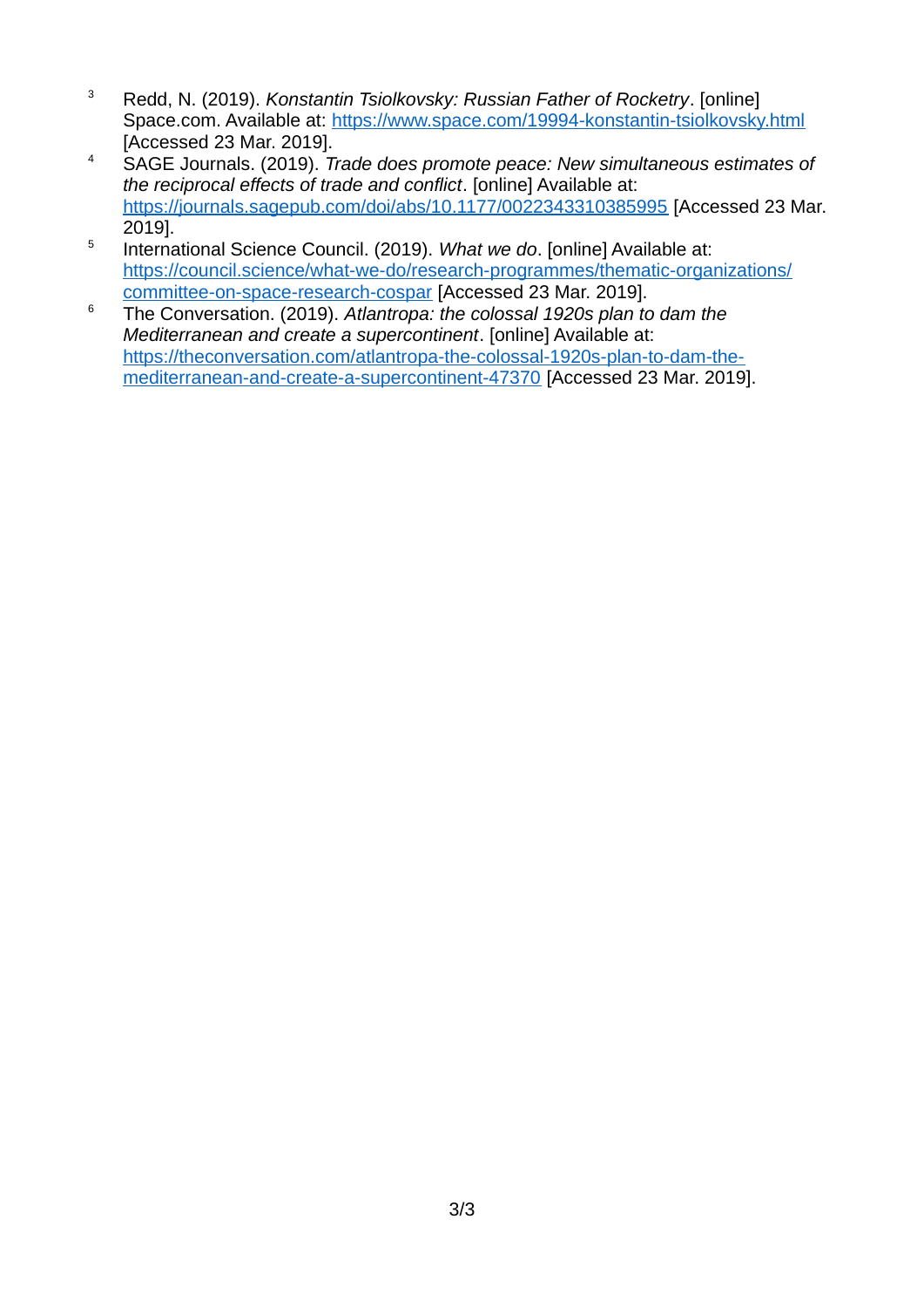[3] Redd, N. (2019). *Konstantin Tsiolkovsky: Russian Father of Rocketry*. [online] Space.com. Available at: https://www.space.com/19994-konstantin-tsiolkovsky.html [Accessed 23 Mar. 2019].

[4] SAGE Journals. (2019). *Trade does promote peace: New simultaneous estimates of the reciprocal effects of trade and conflict*. [online] Available at: https://journals.sagepub.com/doi/abs/10.1177/0022343310385995 [Accessed 23 Mar. 2019].

[5] International Science Council. (2019). *What we do*. [online] Available at: https://council.science/what-we-do/research-programmes/thematic-organizations/committee-on-space-research-cospar [Accessed 23 Mar. 2019].

[6] The Conversation. (2019). *Atlantropa: the colossal 1920s plan to dam the Mediterranean and create a supercontinent*. [online] Available at: https://theconversation.com/atlantropa-the-colossal-1920s-plan-to-dam-the-mediterranean-and-create-a-supercontinent-47370 [Accessed 23 Mar. 2019].